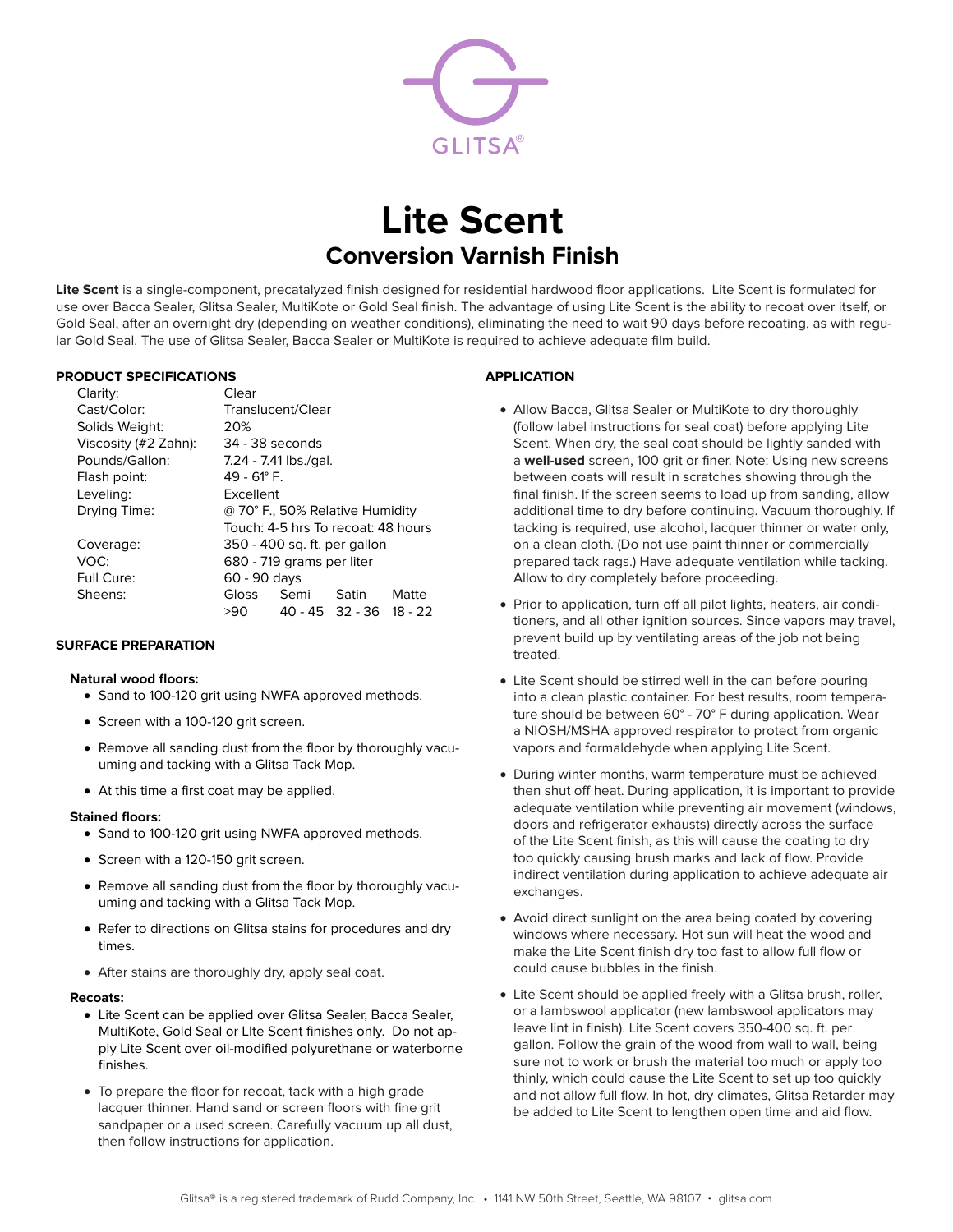GLITSA®

# Lite Scent

## Conversion Varnish Finish

**Lite Scent** is a single-component, precatalyzed finish designed for residential hardwood floor applications. Lite Scent is formulated for use over Bacca Sealer, Glitsa Sealer, MultiKote or Gold Seal finish. The advantage of using Lite Scent is the ability to recoat over itself, or Gold Seal, after an overnight dry (depending on weather conditions), eliminating the need to wait 90 days before recoating, as with regular Gold Seal. The use of Glitsa Sealer, Bacca Sealer or MultiKote is required to achieve adequate film build.

### PRODUCT SPECIFICATIONS

| | | | | |
|---|---|---|---|---|
| Clarity: | Clear | | | |
| Cast/Color: | Translucent/Clear | | | |
| Solids Weight: | 20% | | | |
| Viscosity (#2 Zahn): | 34 - 38 seconds | | | |
| Pounds/Gallon: | 7.24 - 7.41 lbs./gal. | | | |
| Flash point: | 49 - 61° F. | | | |
| Leveling: | Excellent | | | |
| Drying Time: | @ 70° F., 50% Relative Humidity<br>Touch: 4-5 hrs To recoat: 48 hours | | | |
| Coverage: | 350 - 400 sq. ft. per gallon | | | |
| VOC: | 680 - 719 grams per liter | | | |
| Full Cure: | 60 - 90 days | | | |
| Sheens: | Gloss | Semi | Satin | Matte |
| | >90 | 40 - 45 | 32 - 36 | 18 - 22 |

### SURFACE PREPARATION

**Natural wood floors:**

- Sand to 100-120 grit using NWFA approved methods.
- Screen with a 100-120 grit screen.
- Remove all sanding dust from the floor by thoroughly vacuuming and tacking with a Glitsa Tack Mop.
- At this time a first coat may be applied.

**Stained floors:**

- Sand to 100-120 grit using NWFA approved methods.
- Screen with a 120-150 grit screen.
- Remove all sanding dust from the floor by thoroughly vacuuming and tacking with a Glitsa Tack Mop.
- Refer to directions on Glitsa stains for procedures and dry times.
- After stains are thoroughly dry, apply seal coat.

**Recoats:**

- Lite Scent can be applied over Glitsa Sealer, Bacca Sealer, MultiKote, Gold Seal or LIte Scent finishes only. Do not apply Lite Scent over oil-modified polyurethane or waterborne finishes.
- To prepare the floor for recoat, tack with a high grade lacquer thinner. Hand sand or screen floors with fine grit sandpaper or a used screen. Carefully vacuum up all dust, then follow instructions for application.

### APPLICATION

- Allow Bacca, Glitsa Sealer or MultiKote to dry thoroughly (follow label instructions for seal coat) before applying Lite Scent. When dry, the seal coat should be lightly sanded with a **well-used** screen, 100 grit or finer. Note: Using new screens between coats will result in scratches showing through the final finish. If the screen seems to load up from sanding, allow additional time to dry before continuing. Vacuum thoroughly. If tacking is required, use alcohol, lacquer thinner or water only, on a clean cloth. (Do not use paint thinner or commercially prepared tack rags.) Have adequate ventilation while tacking. Allow to dry completely before proceeding.
- Prior to application, turn off all pilot lights, heaters, air conditioners, and all other ignition sources. Since vapors may travel, prevent build up by ventilating areas of the job not being treated.
- Lite Scent should be stirred well in the can before pouring into a clean plastic container. For best results, room temperature should be between 60° - 70° F during application. Wear a NIOSH/MSHA approved respirator to protect from organic vapors and formaldehyde when applying Lite Scent.
- During winter months, warm temperature must be achieved then shut off heat. During application, it is important to provide adequate ventilation while preventing air movement (windows, doors and refrigerator exhausts) directly across the surface of the Lite Scent finish, as this will cause the coating to dry too quickly causing brush marks and lack of flow. Provide indirect ventilation during application to achieve adequate air exchanges.
- Avoid direct sunlight on the area being coated by covering windows where necessary. Hot sun will heat the wood and make the Lite Scent finish dry too fast to allow full flow or could cause bubbles in the finish.
- Lite Scent should be applied freely with a Glitsa brush, roller, or a lambswool applicator (new lambswool applicators may leave lint in finish). Lite Scent covers 350-400 sq. ft. per gallon. Follow the grain of the wood from wall to wall, being sure not to work or brush the material too much or apply too thinly, which could cause the Lite Scent to set up too quickly and not allow full flow. In hot, dry climates, Glitsa Retarder may be added to Lite Scent to lengthen open time and aid flow.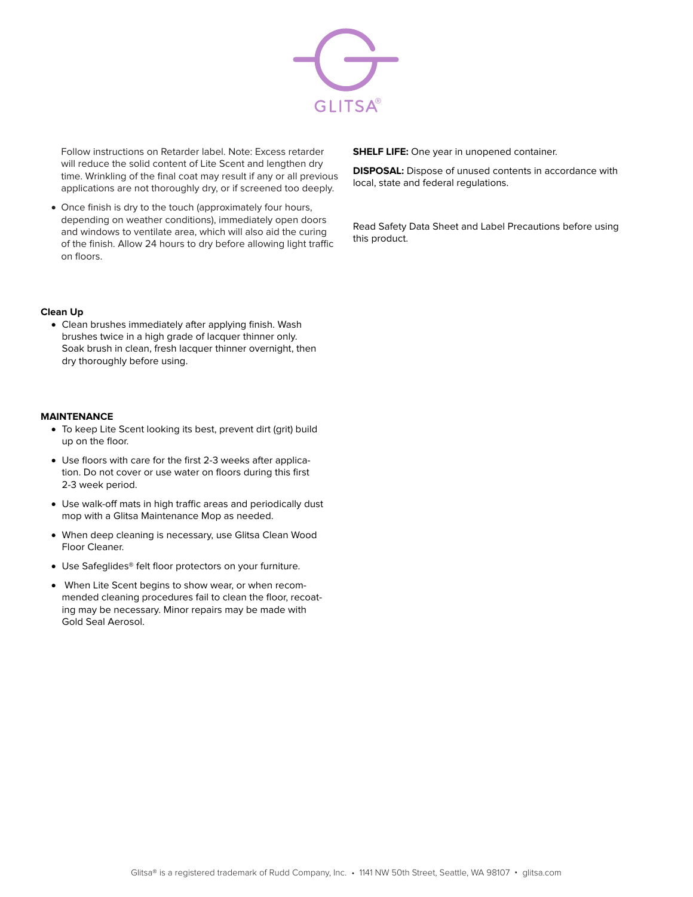Follow instructions on Retarder label. Note: Excess retarder will reduce the solid content of Lite Scent and lengthen dry time. Wrinkling of the final coat may result if any or all previous applications are not thoroughly dry, or if screened too deeply.

- Once finish is dry to the touch (approximately four hours, depending on weather conditions), immediately open doors and windows to ventilate area, which will also aid the curing of the finish. Allow 24 hours to dry before allowing light traffic on floors.

**Clean Up**

- Clean brushes immediately after applying finish. Wash brushes twice in a high grade of lacquer thinner only. Soak brush in clean, fresh lacquer thinner overnight, then dry thoroughly before using.

**MAINTENANCE**

- To keep Lite Scent looking its best, prevent dirt (grit) build up on the floor.
- Use floors with care for the first 2-3 weeks after application. Do not cover or use water on floors during this first 2-3 week period.
- Use walk-off mats in high traffic areas and periodically dust mop with a Glitsa Maintenance Mop as needed.
- When deep cleaning is necessary, use Glitsa Clean Wood Floor Cleaner.
- Use Safeglides® felt floor protectors on your furniture.
- When Lite Scent begins to show wear, or when recommended cleaning procedures fail to clean the floor, recoating may be necessary. Minor repairs may be made with Gold Seal Aerosol.

**SHELF LIFE:** One year in unopened container.

**DISPOSAL:** Dispose of unused contents in accordance with local, state and federal regulations.

Read Safety Data Sheet and Label Precautions before using this product.

Glitsa® is a registered trademark of Rudd Company, Inc. • 1141 NW 50th Street, Seattle, WA 98107 • glitsa.com